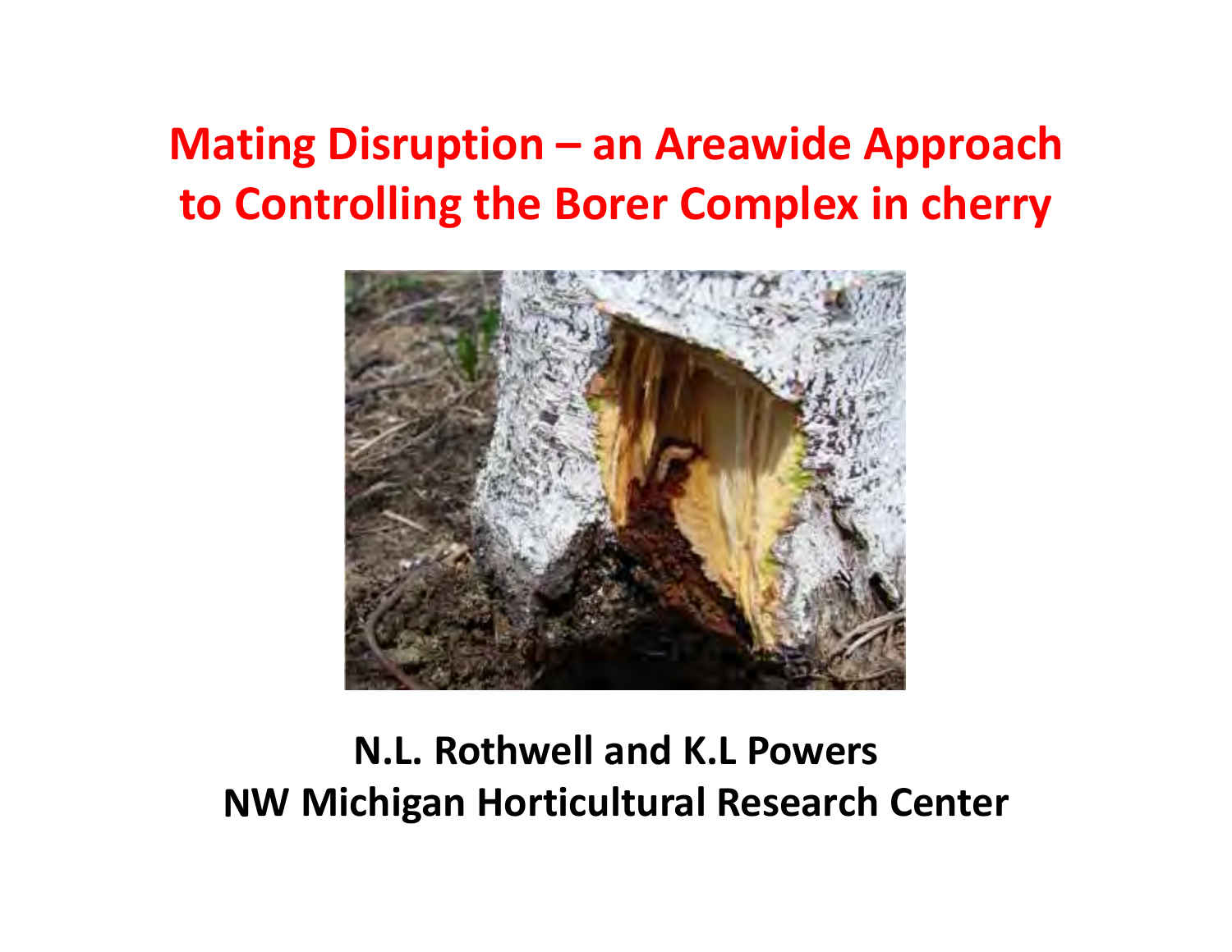# Mating Disruption – an Areawide Approach to Controlling the Borer Complex in cherry

**N.L. Rothwell and K.L Powers**
**NW Michigan Horticultural Research Center**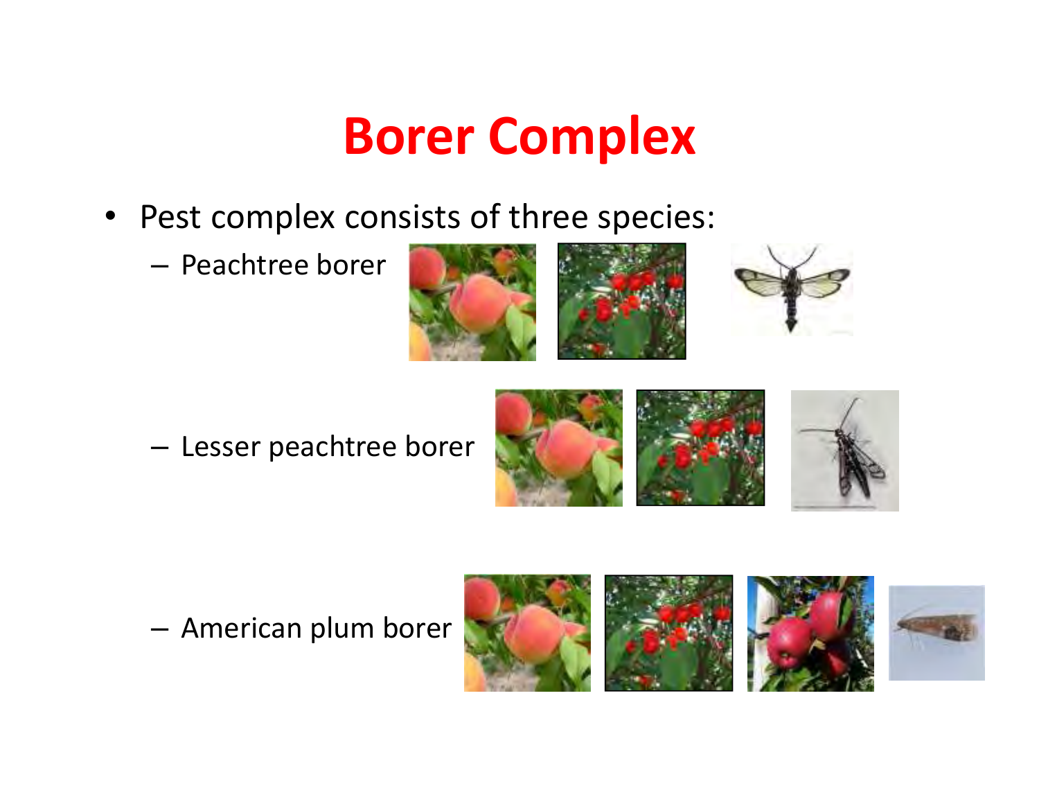# Borer Complex

- Pest complex consists of three species:
  - Peachtree borer
  - Lesser peachtree borer
  - American plum borer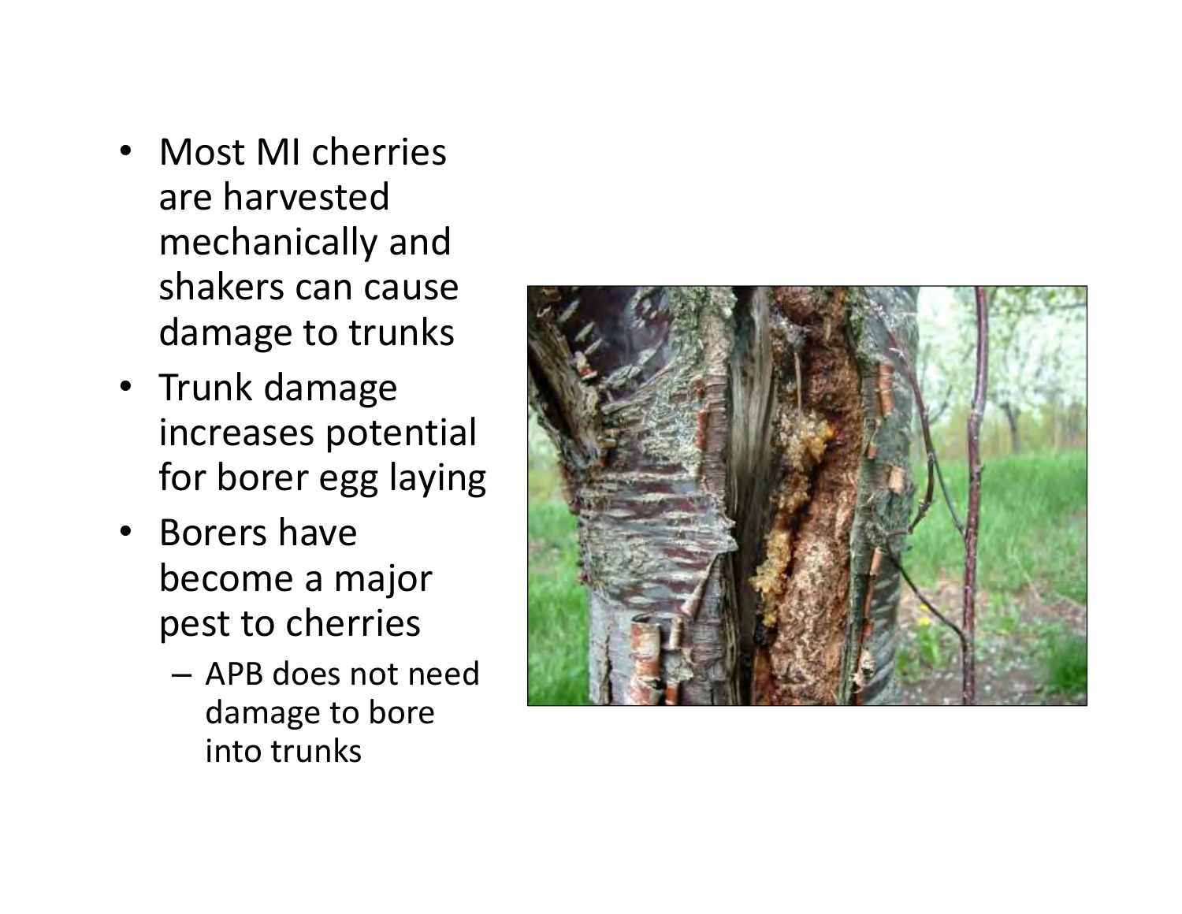- Most MI cherries are harvested mechanically and shakers can cause damage to trunks
- Trunk damage increases potential for borer egg laying
- Borers have become a major pest to cherries
  - APB does not need damage to bore into trunks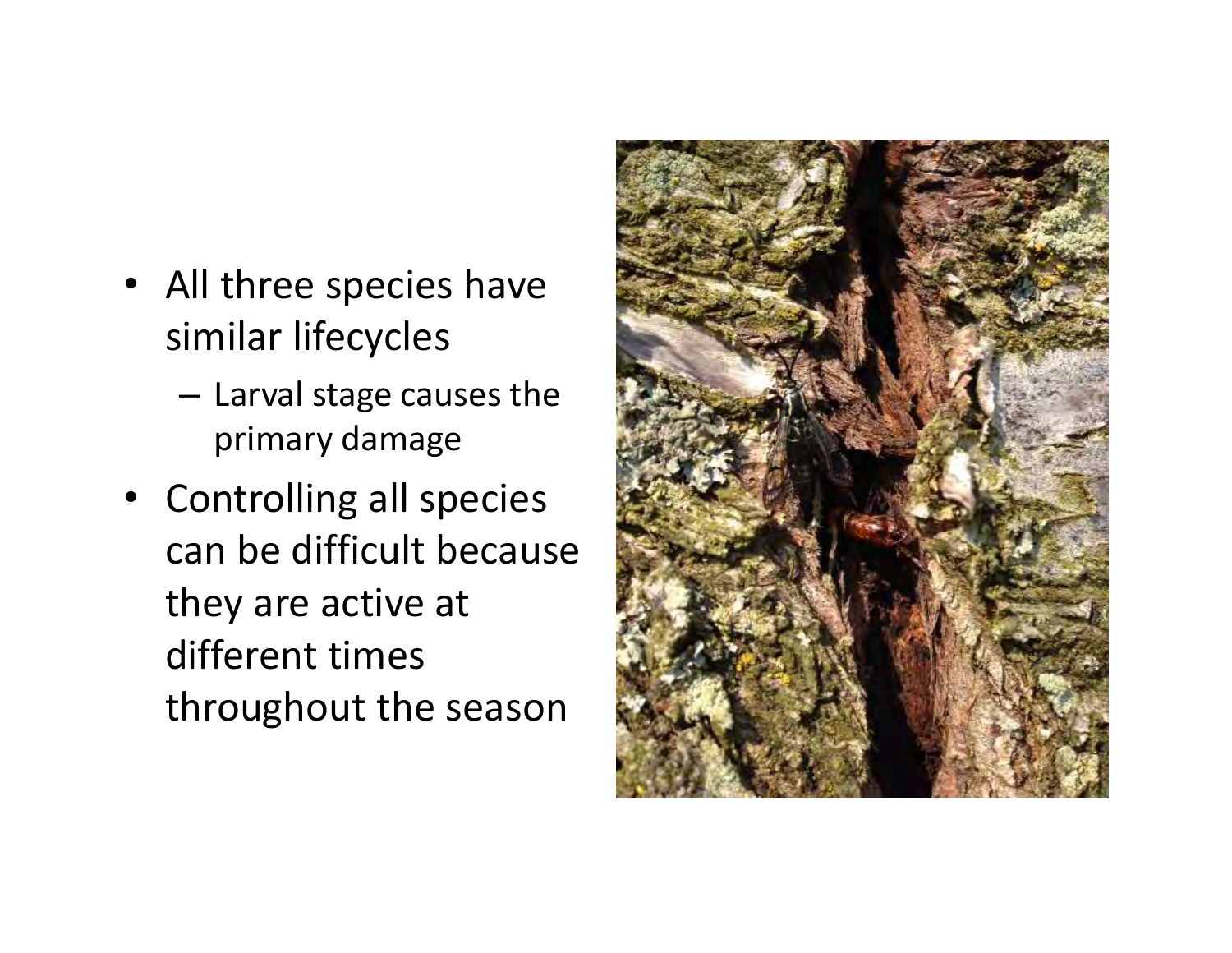- All three species have similar lifecycles
  - Larval stage causes the primary damage
- Controlling all species can be difficult because they are active at different times throughout the season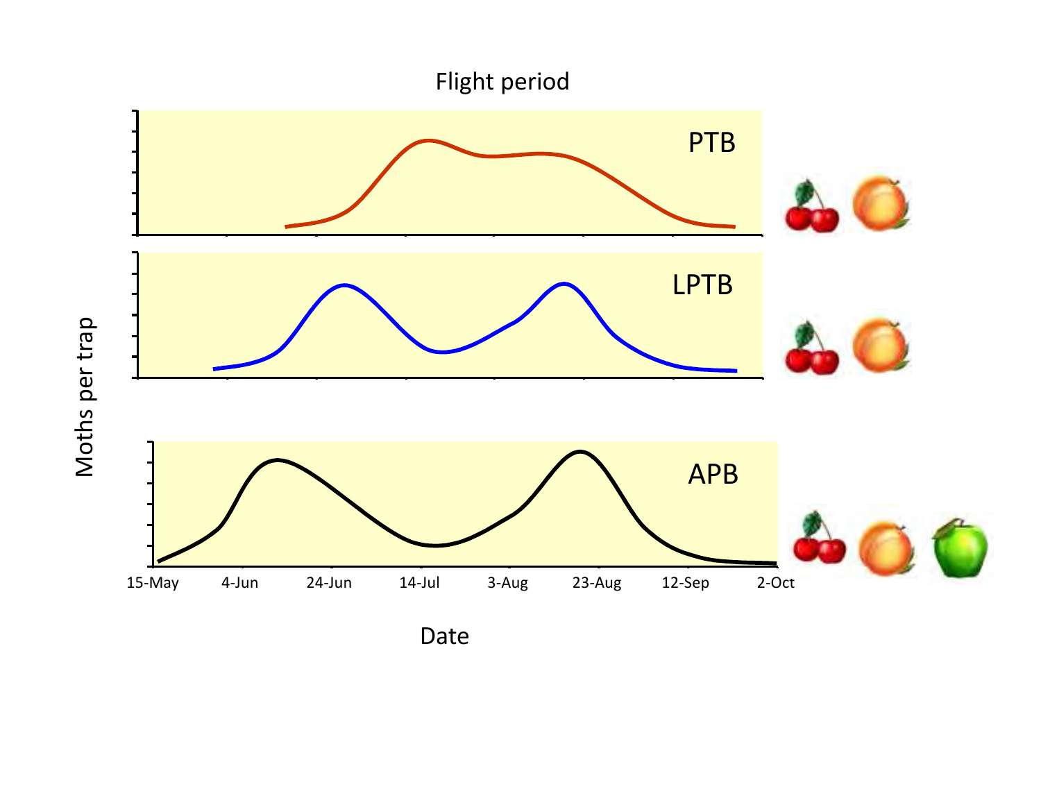Flight period

PTB

LPTB

APB

Moths per trap

15-May | 4-Jun | 24-Jun | 14-Jul | 3-Aug | 23-Aug | 12-Sep | 2-Oct

Date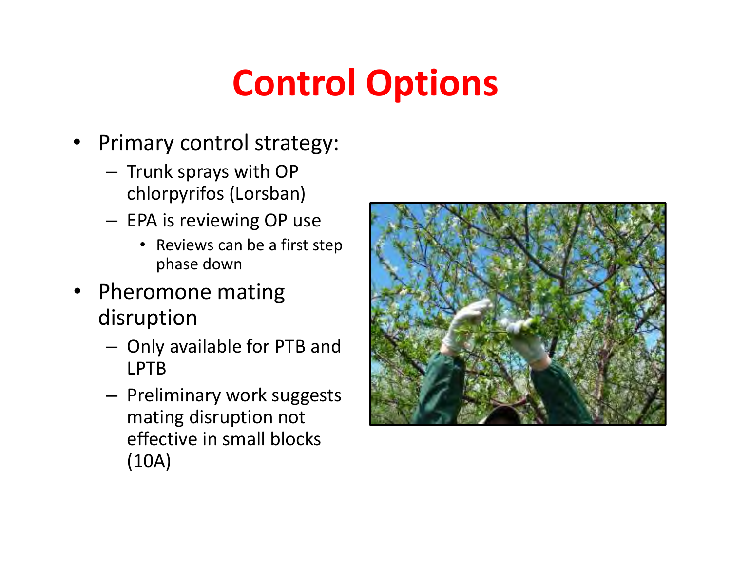# Control Options

- Primary control strategy:
  - Trunk sprays with OP chlorpyrifos (Lorsban)
  - EPA is reviewing OP use
    - Reviews can be a first step phase down
- Pheromone mating disruption
  - Only available for PTB and LPTB
  - Preliminary work suggests mating disruption not effective in small blocks (10A)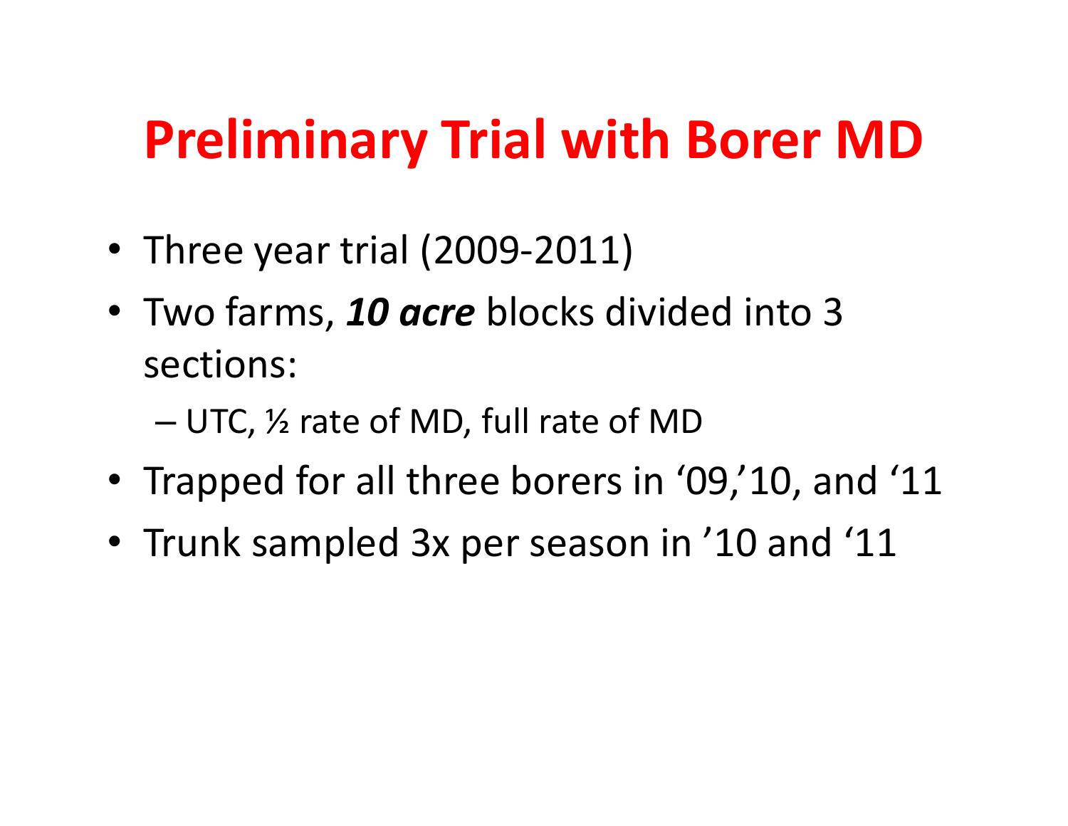# Preliminary Trial with Borer MD

- Three year trial (2009-2011)
- Two farms, ***10 acre*** blocks divided into 3 sections:
  - UTC, ½ rate of MD, full rate of MD
- Trapped for all three borers in ‘09,’10, and ‘11
- Trunk sampled 3x per season in ’10 and ‘11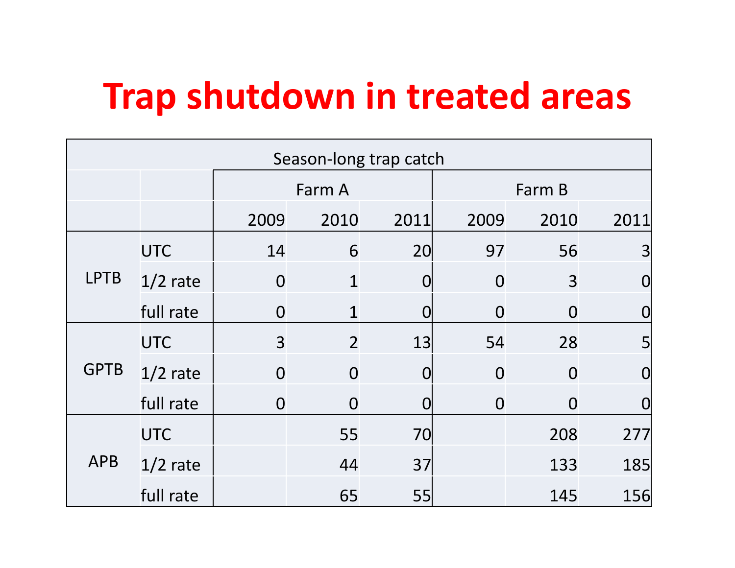# Trap shutdown in treated areas

| Season-long trap catch | | | | | | | | |
|---|---|---|---|---|---|---|---|---|
| | | Farm A | | | Farm B | | |
| | | 2009 | 2010 | 2011 | 2009 | 2010 | 2011 |
| LPTB | UTC | 14 | 6 | 20 | 97 | 56 | 3 |
| | 1/2 rate | 0 | 1 | 0 | 0 | 3 | 0 |
| | full rate | 0 | 1 | 0 | 0 | 0 | 0 |
| GPTB | UTC | 3 | 2 | 13 | 54 | 28 | 5 |
| | 1/2 rate | 0 | 0 | 0 | 0 | 0 | 0 |
| | full rate | 0 | 0 | 0 | 0 | 0 | 0 |
| APB | UTC | | 55 | 70 | | 208 | 277 |
| | 1/2 rate | | 44 | 37 | | 133 | 185 |
| | full rate | | 65 | 55 | | 145 | 156 |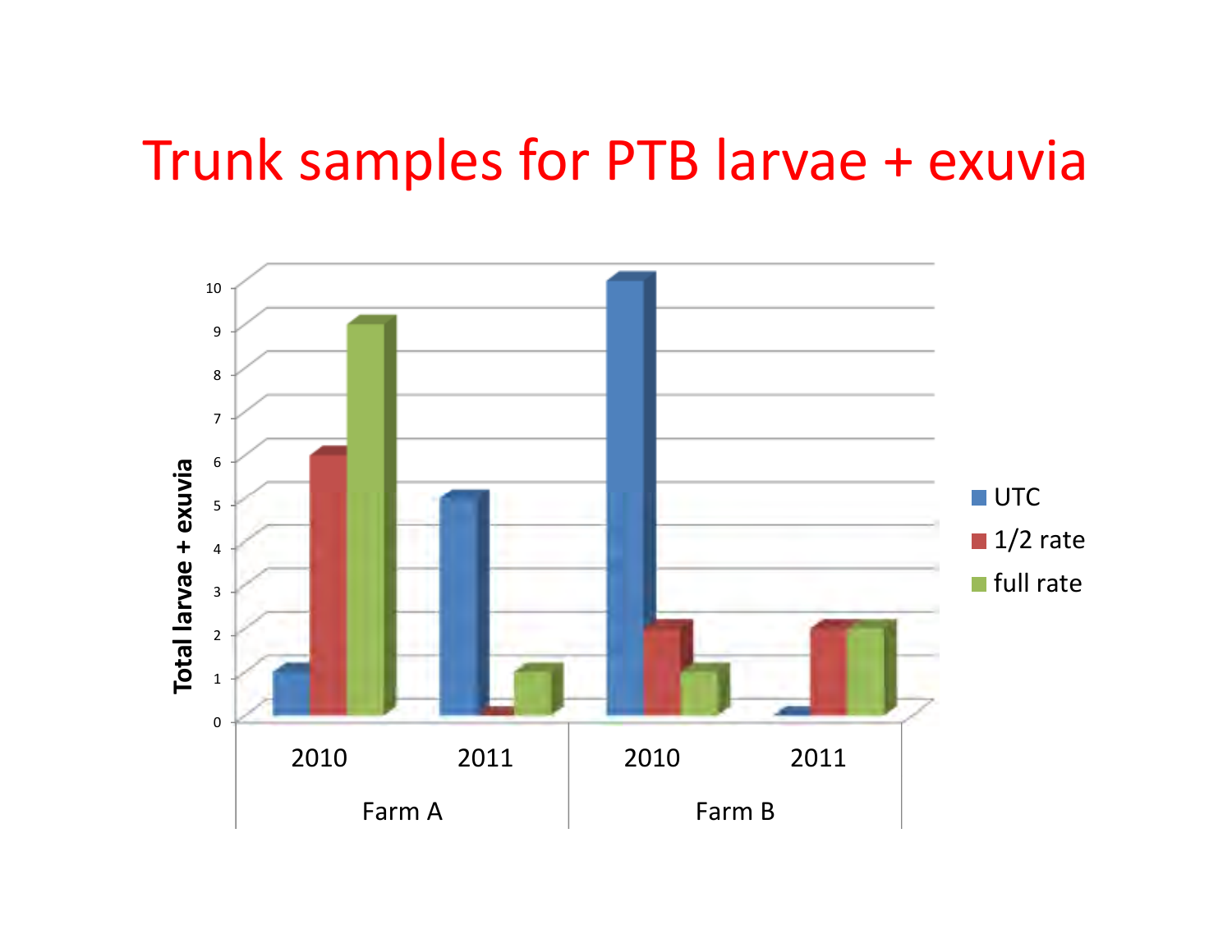# Trunk samples for PTB larvae + exuvia

| Farm | Year | UTC | 1/2 rate | full rate |
| --- | --- | --- | --- | --- |
| Farm A | 2010 | 1 | 6 | 9 |
| Farm A | 2011 | 5 | 0 | 1 |
| Farm B | 2010 | 10 | 2 | 1 |
| Farm B | 2011 | 0 | 2 | 2 |

Total larvae + exuvia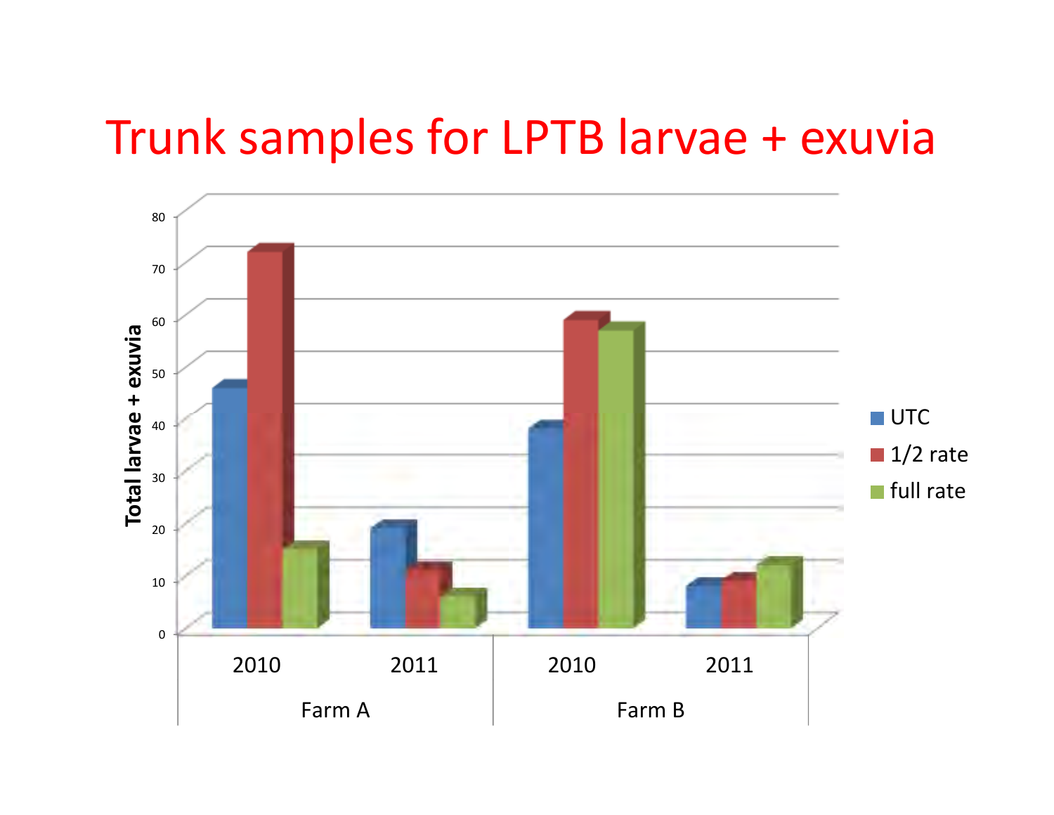# Trunk samples for LPTB larvae + exuvia

Total larvae + exuvia

| | | UTC | 1/2 rate | full rate |
|---|---|---|---|---|
| Farm A | 2010 | 45 | 71 | 15 |
| | 2011 | 18 | 10 | 5 |
| Farm B | 2010 | 37 | 58 | 56 |
| | 2011 | 7 | 8 | 11 |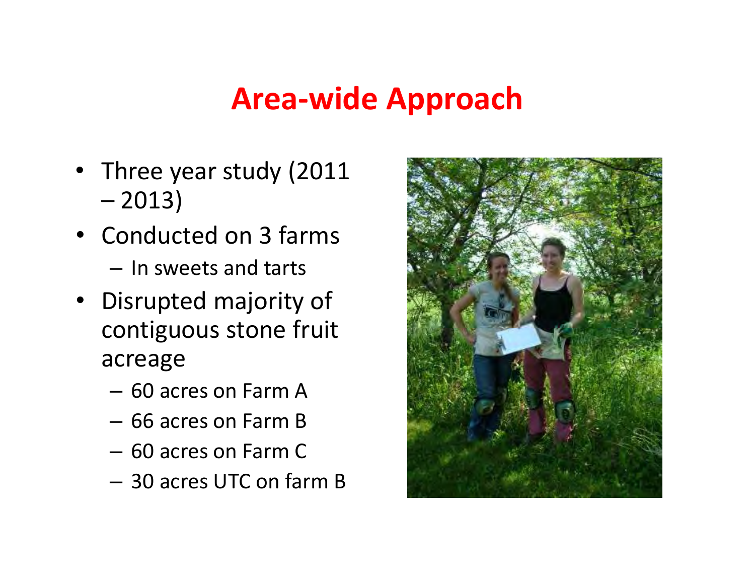# Area-wide Approach

- Three year study (2011 – 2013)
- Conducted on 3 farms
  - In sweets and tarts
- Disrupted majority of contiguous stone fruit acreage
  - 60 acres on Farm A
  - 66 acres on Farm B
  - 60 acres on Farm C
  - 30 acres UTC on farm B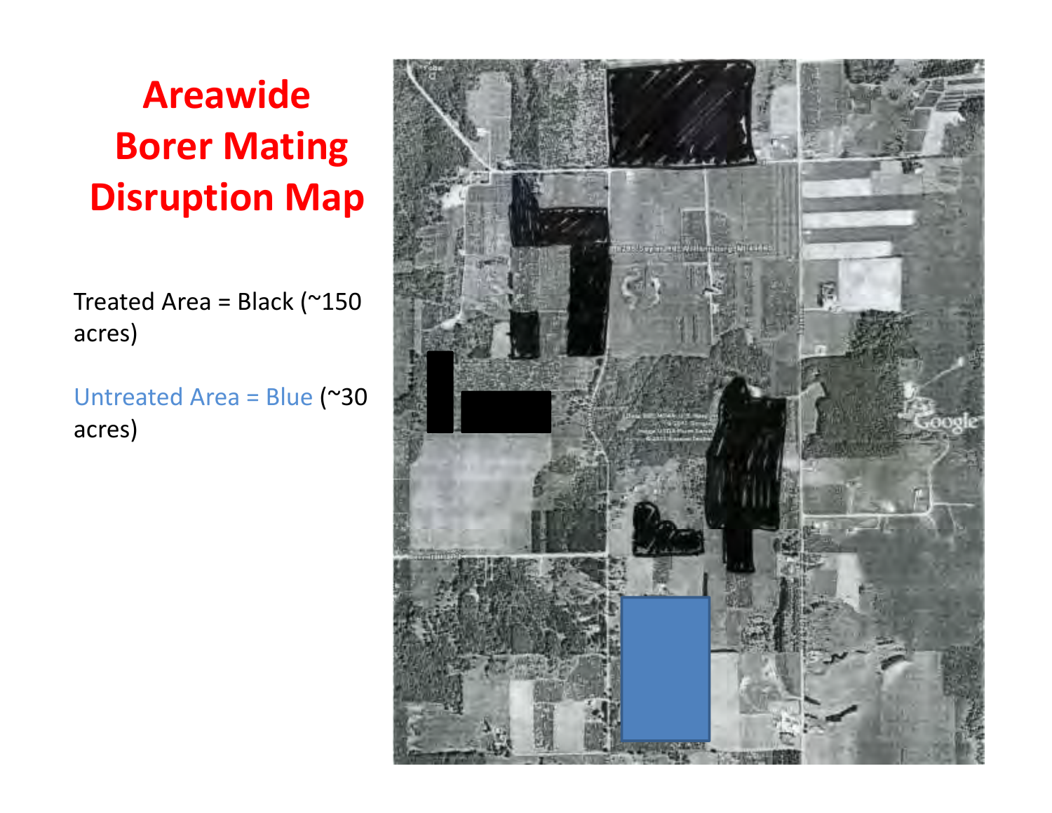# Areawide Borer Mating Disruption Map

Treated Area = Black (~150 acres)

Untreated Area = Blue (~30 acres)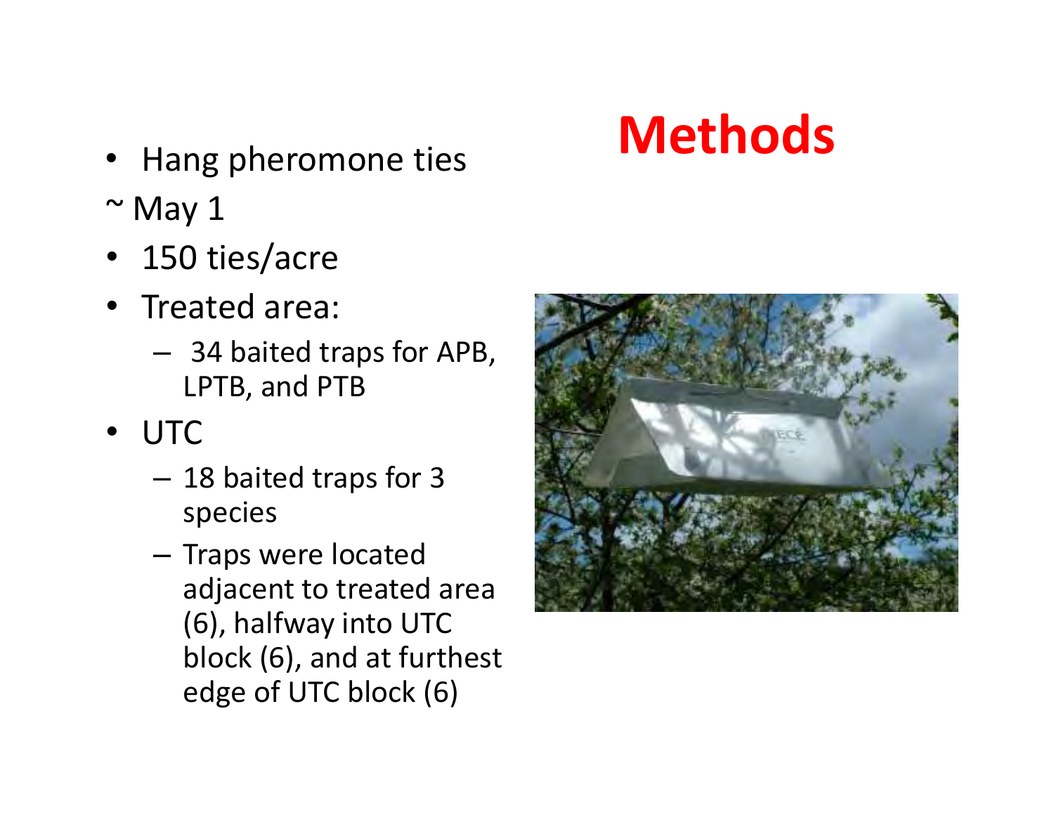# Methods

- Hang pheromone ties

~ May 1

- 150 ties/acre
- Treated area:
  - 34 baited traps for APB, LPTB, and PTB
- UTC
  - 18 baited traps for 3 species
  - Traps were located adjacent to treated area (6), halfway into UTC block (6), and at furthest edge of UTC block (6)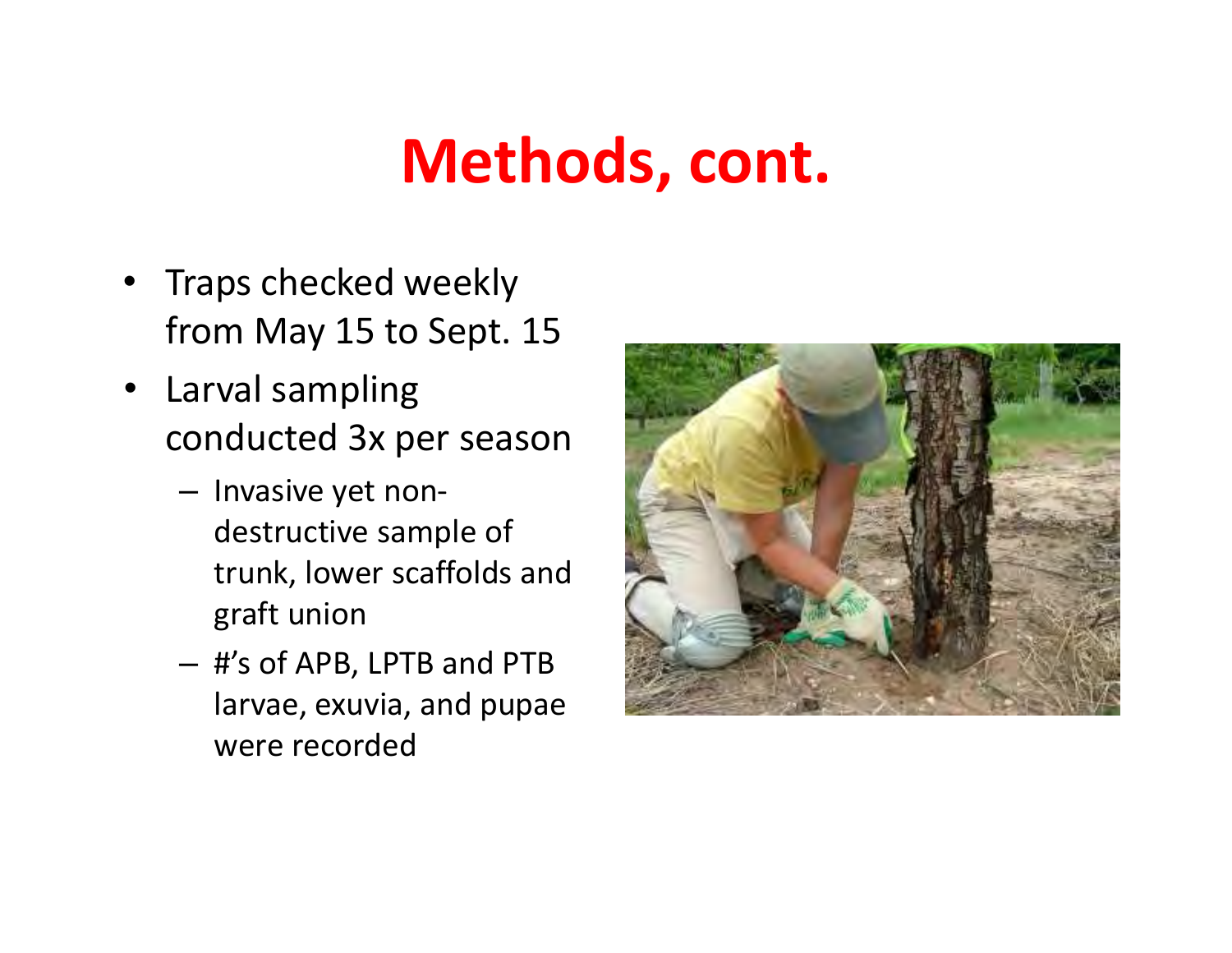# Methods, cont.

- Traps checked weekly from May 15 to Sept. 15
- Larval sampling conducted 3x per season
  - Invasive yet non-destructive sample of trunk, lower scaffolds and graft union
  - #'s of APB, LPTB and PTB larvae, exuvia, and pupae were recorded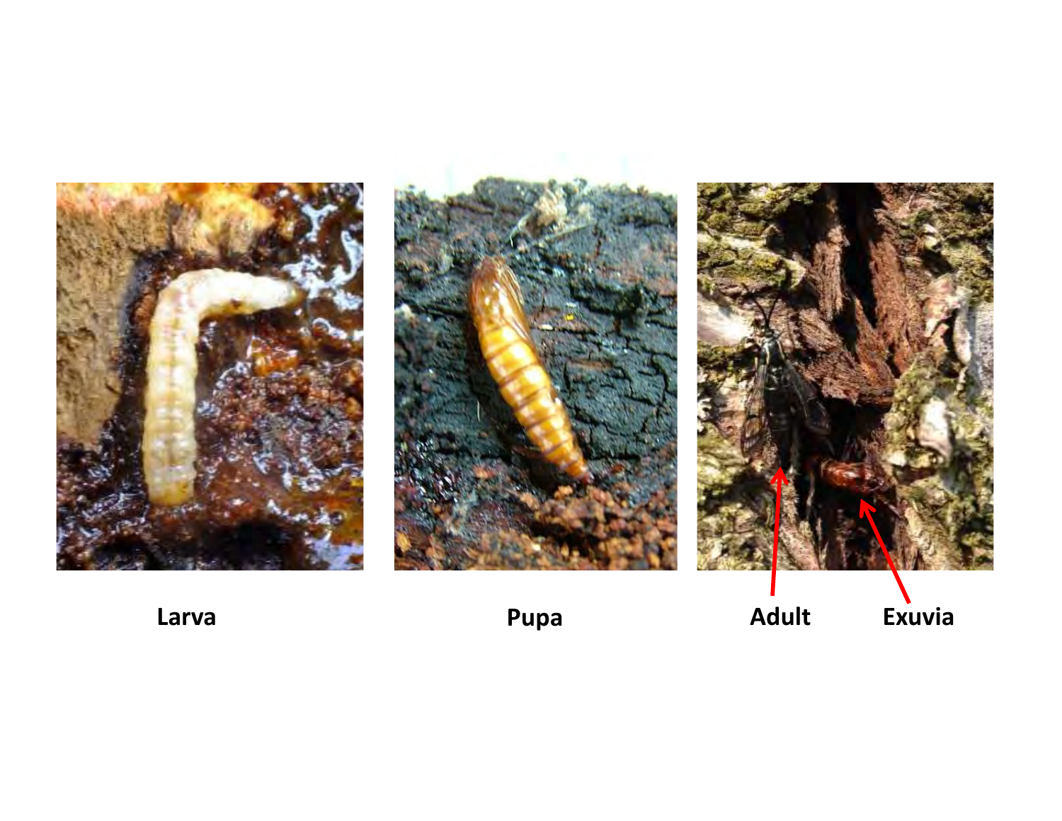Larva

Pupa

Adult

Exuvia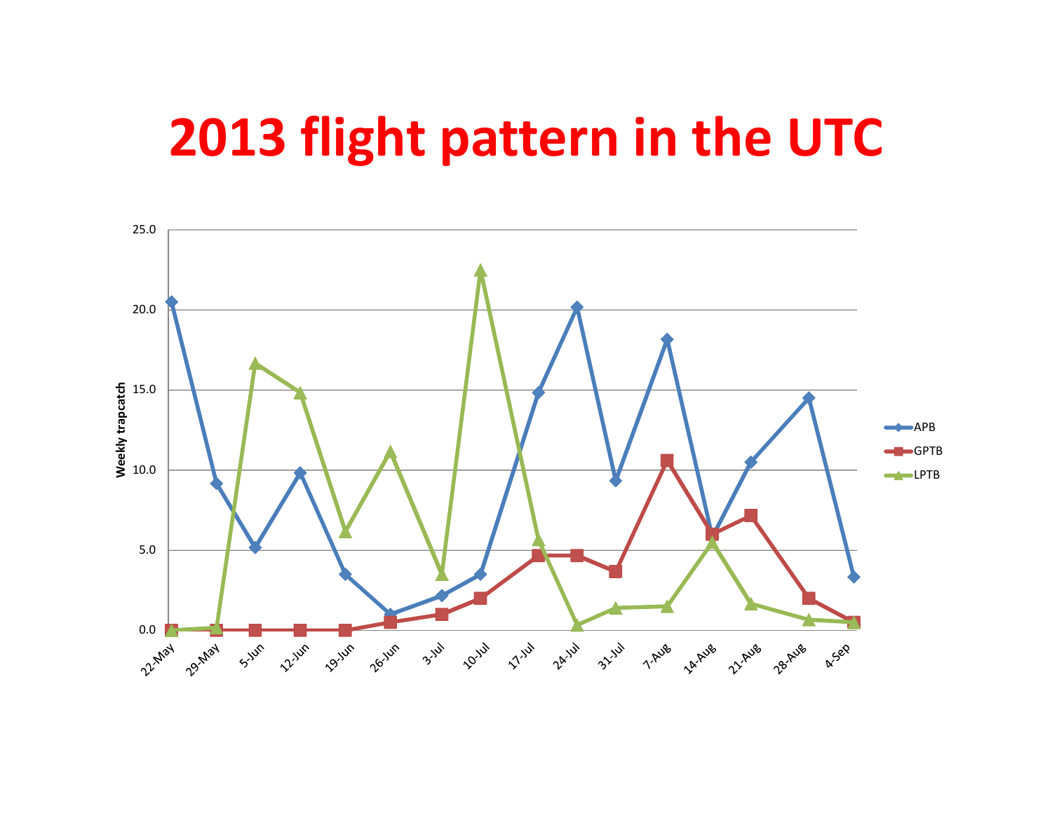# 2013 flight pattern in the UTC

Weekly trapcatch

25.0
20.0
15.0
10.0
5.0
0.0

22-May 29-May 5-Jun 12-Jun 19-Jun 26-Jun 3-Jul 10-Jul 17-Jul 24-Jul 31-Jul 7-Aug 14-Aug 21-Aug 28-Aug 4-Sep

APB
GPTB
LPTB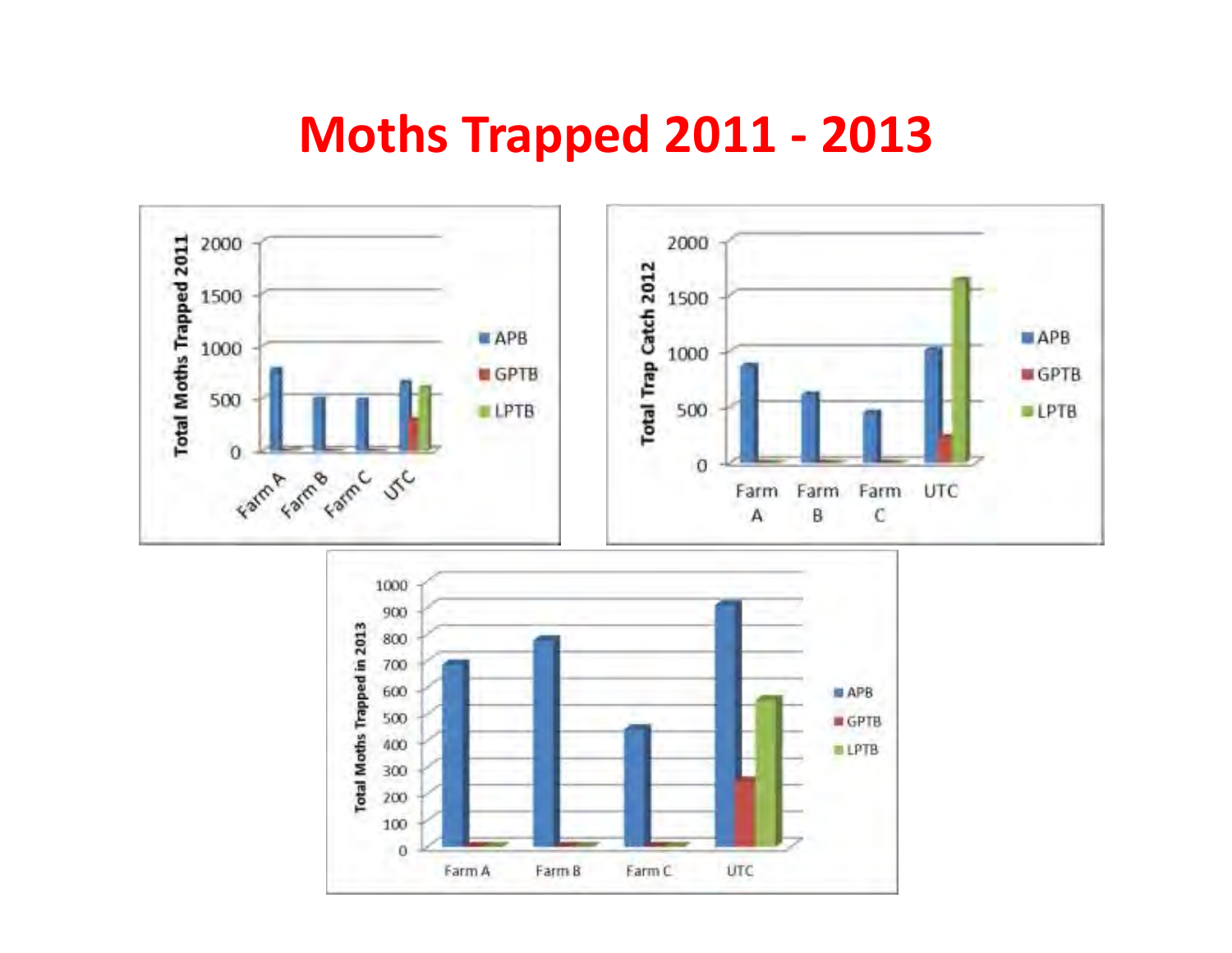# Moths Trapped 2011 - 2013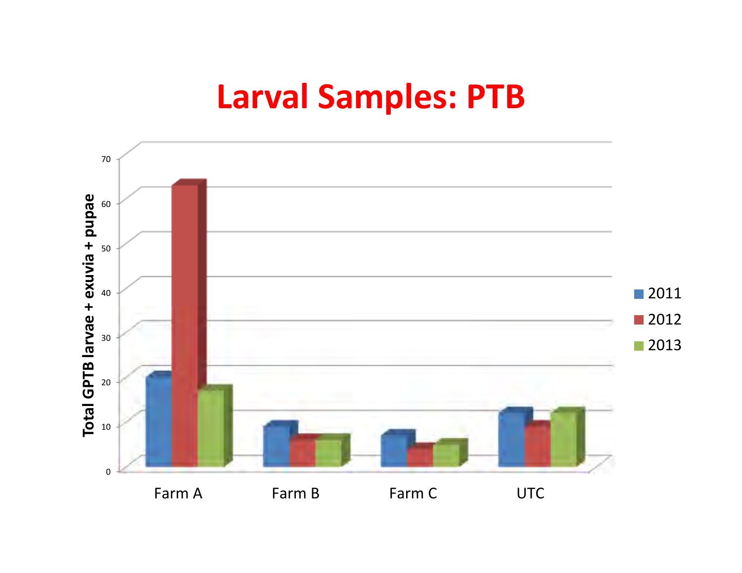# Larval Samples: PTB

Total GPTB larvae + exuvia + pupae

70
60
50
40
30
20
10
0

Farm A    Farm B    Farm C    UTC

2011
2012
2013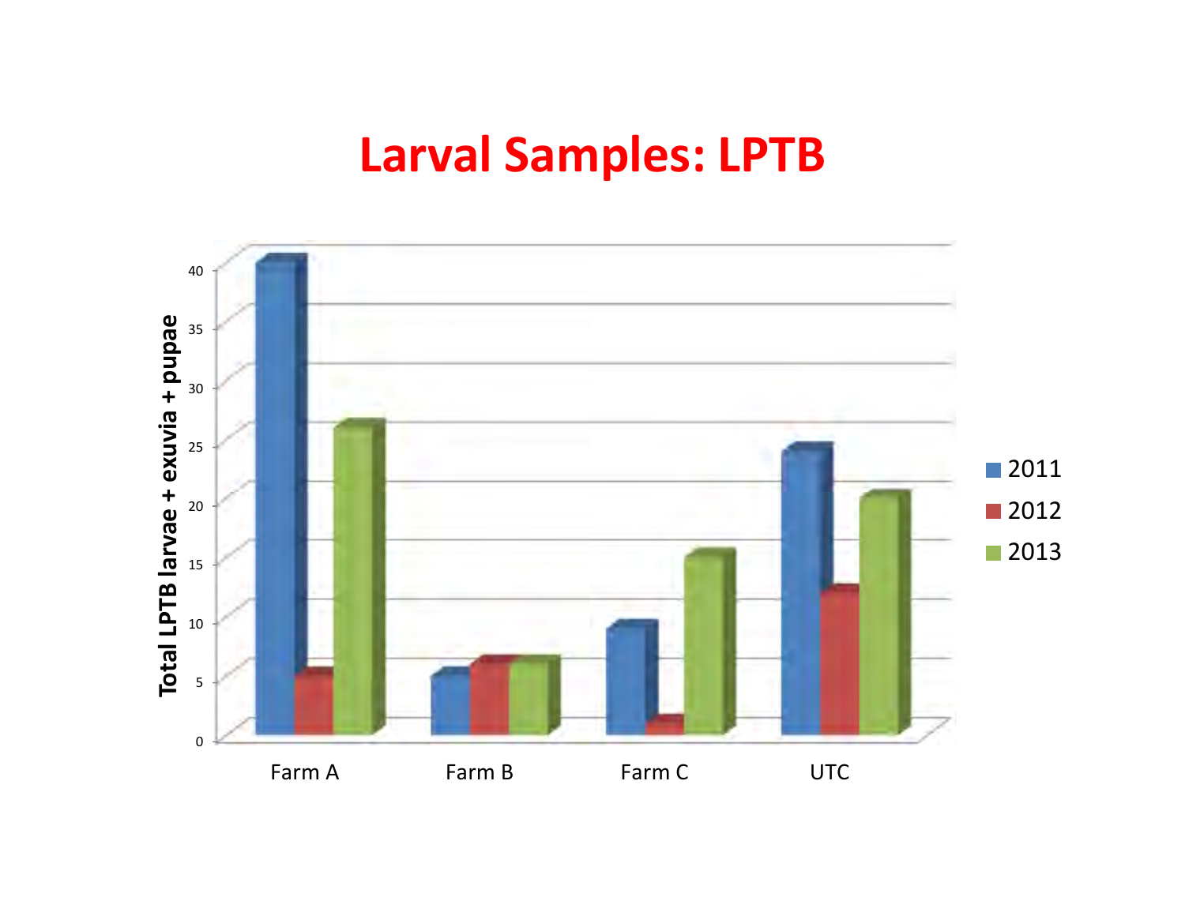# Larval Samples: LPTB

| | 2011 | 2012 | 2013 |
|---|---|---|---|
| Farm A | 40 | 5 | 26 |
| Farm B | 5 | 6 | 6 |
| Farm C | 9 | 1 | 15 |
| UTC | 24 | 12 | 20 |

Total LPTB larvae + exuvia + pupae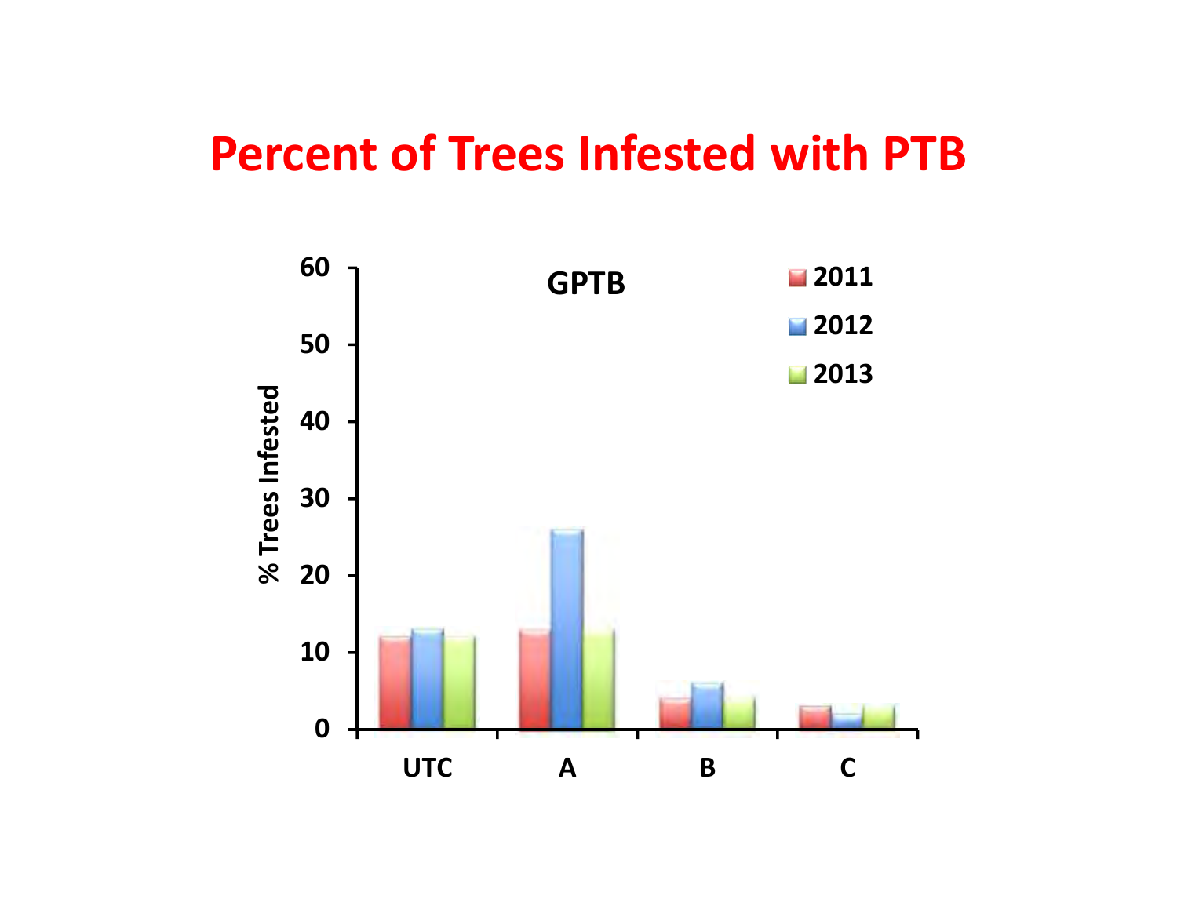# Percent of Trees Infested with PTB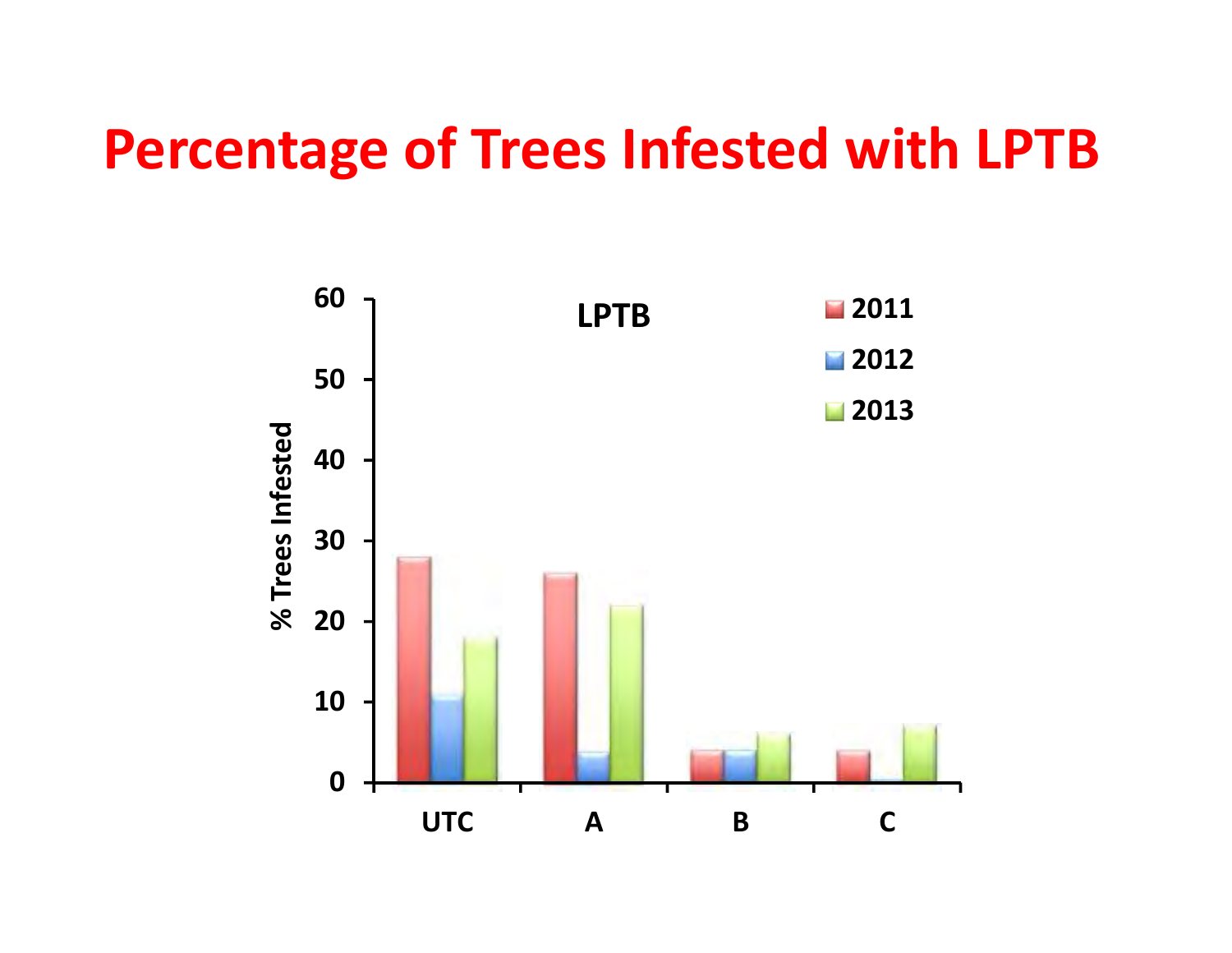# Percentage of Trees Infested with LPTB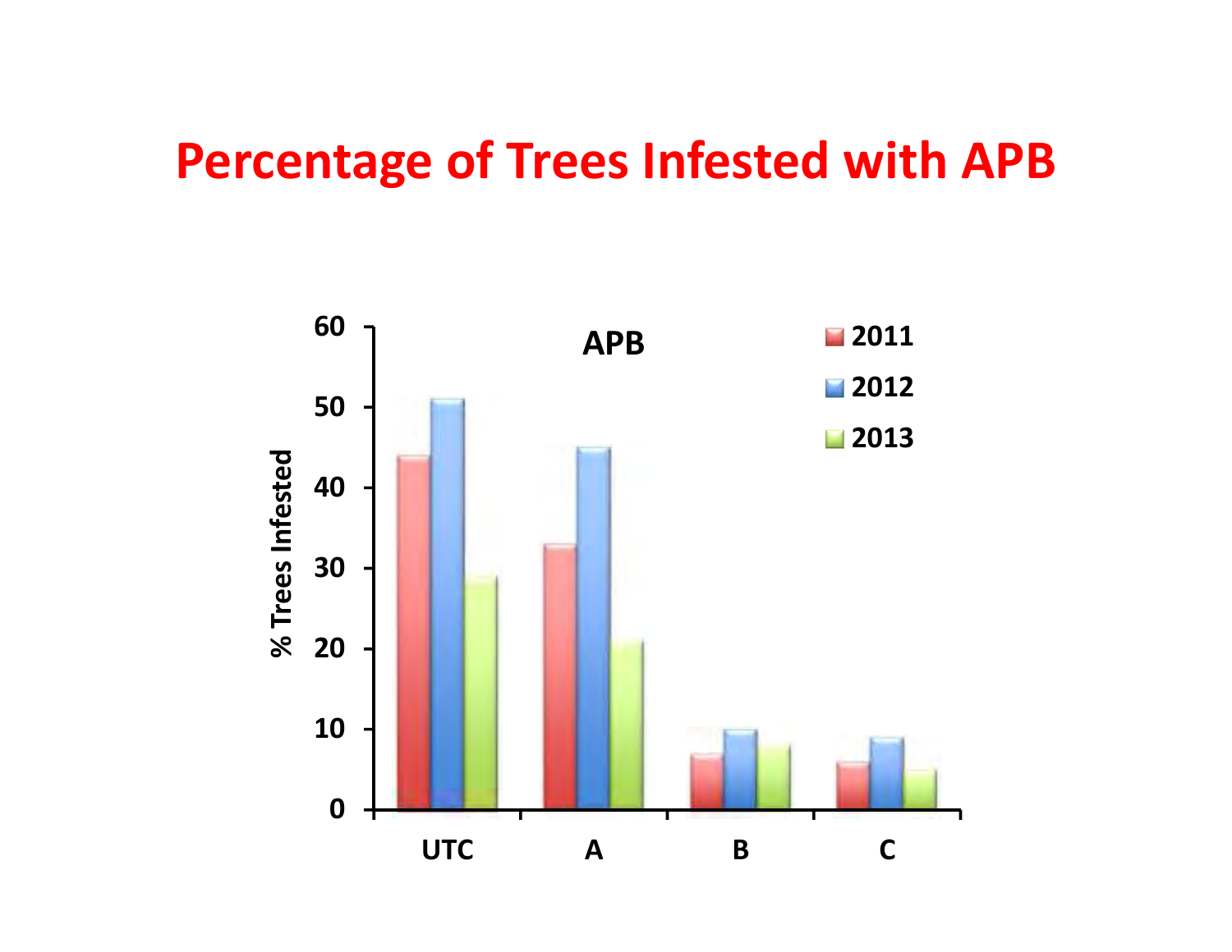# Percentage of Trees Infested with APB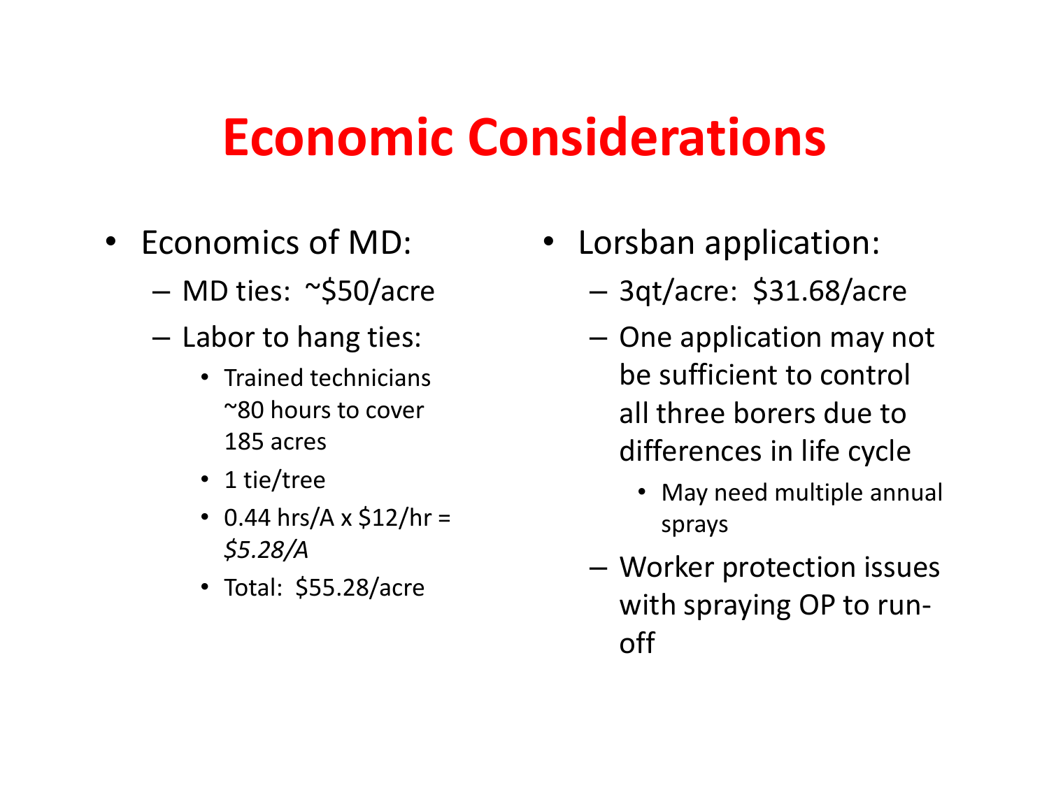# Economic Considerations

- Economics of MD:
  - MD ties: ~$50/acre
  - Labor to hang ties:
    - Trained technicians ~80 hours to cover 185 acres
    - 1 tie/tree
    - 0.44 hrs/A x $12/hr = *$5.28/A*
    - Total: $55.28/acre

- Lorsban application:
  - 3qt/acre: $31.68/acre
  - One application may not be sufficient to control all three borers due to differences in life cycle
    - May need multiple annual sprays
  - Worker protection issues with spraying OP to run-off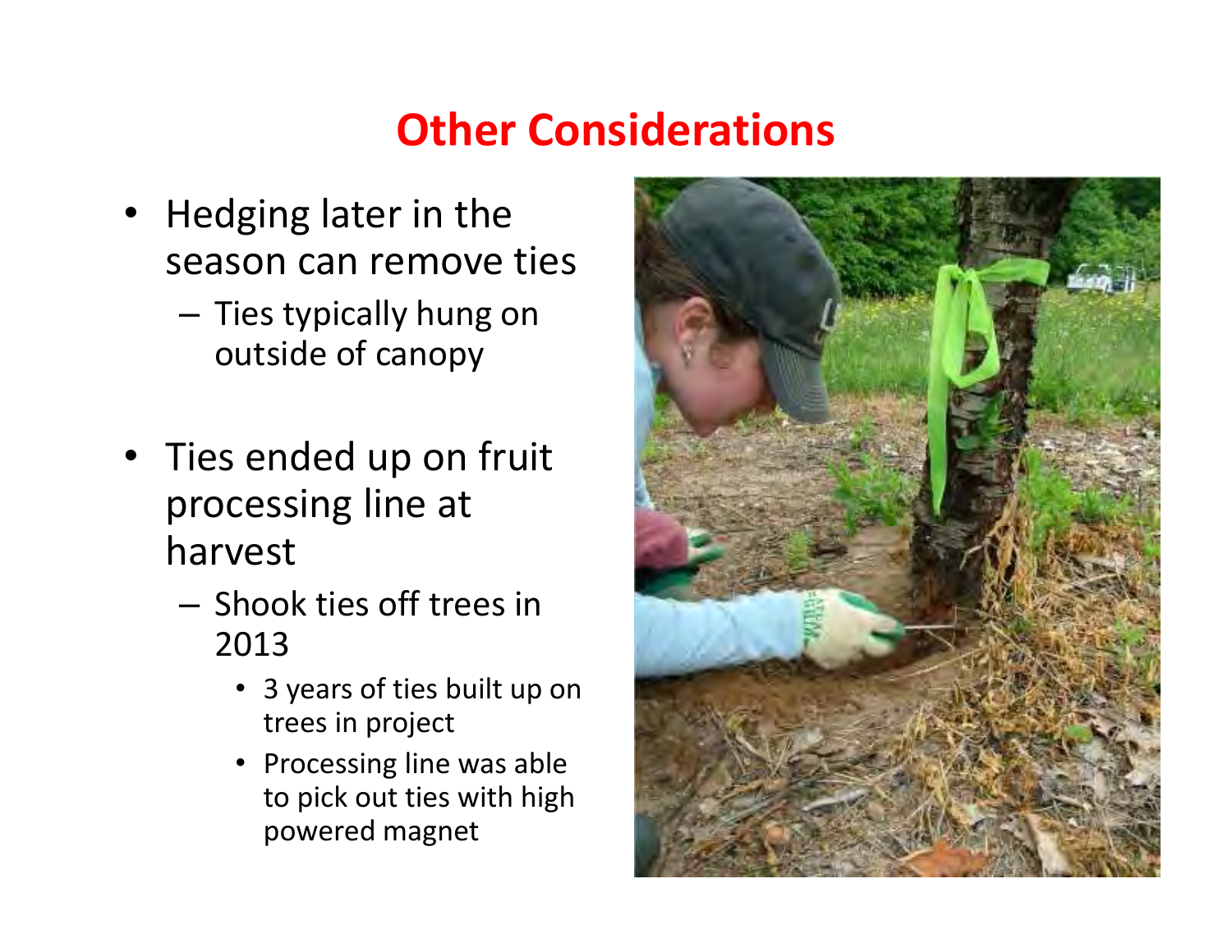# Other Considerations

- Hedging later in the season can remove ties
  - Ties typically hung on outside of canopy
- Ties ended up on fruit processing line at harvest
  - Shook ties off trees in 2013
    - 3 years of ties built up on trees in project
    - Processing line was able to pick out ties with high powered magnet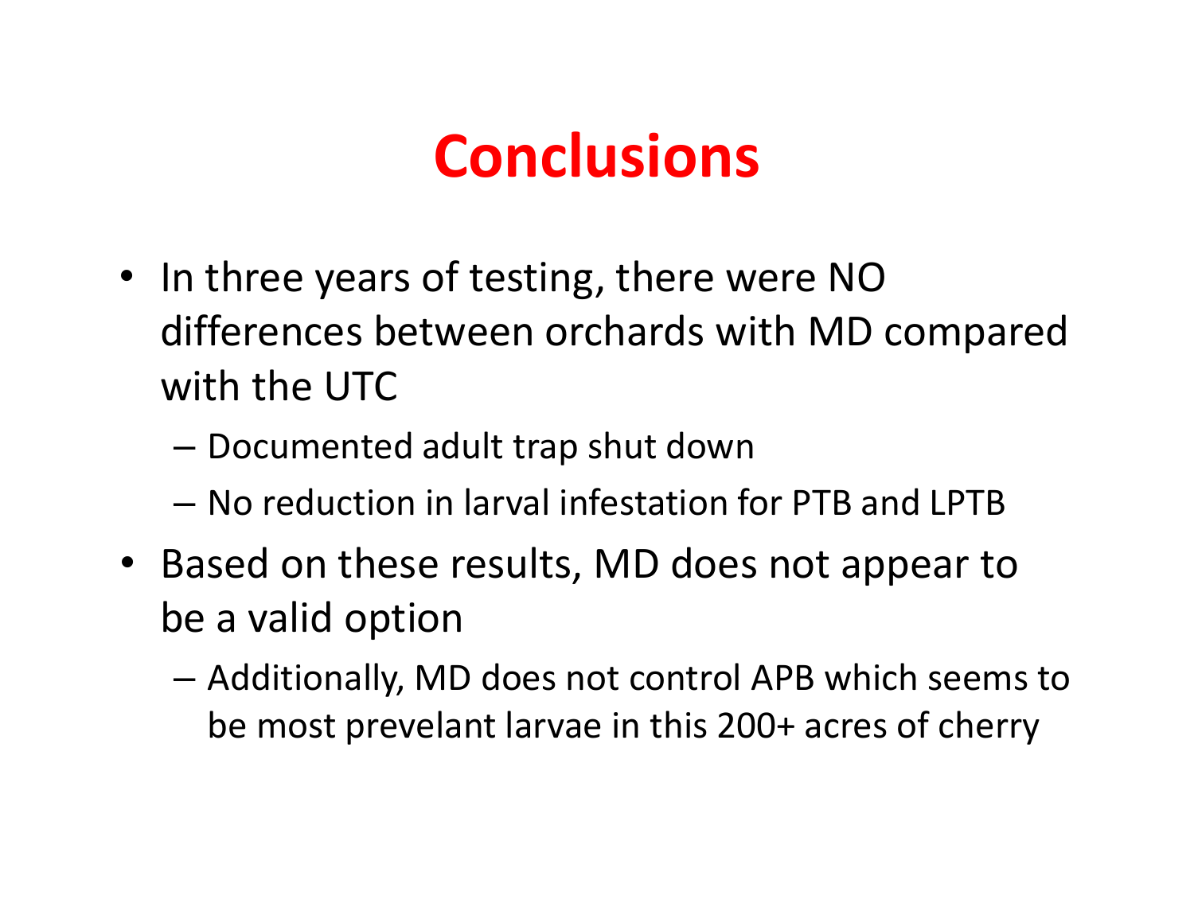# Conclusions

- In three years of testing, there were NO differences between orchards with MD compared with the UTC
  - Documented adult trap shut down
  - No reduction in larval infestation for PTB and LPTB
- Based on these results, MD does not appear to be a valid option
  - Additionally, MD does not control APB which seems to be most prevelant larvae in this 200+ acres of cherry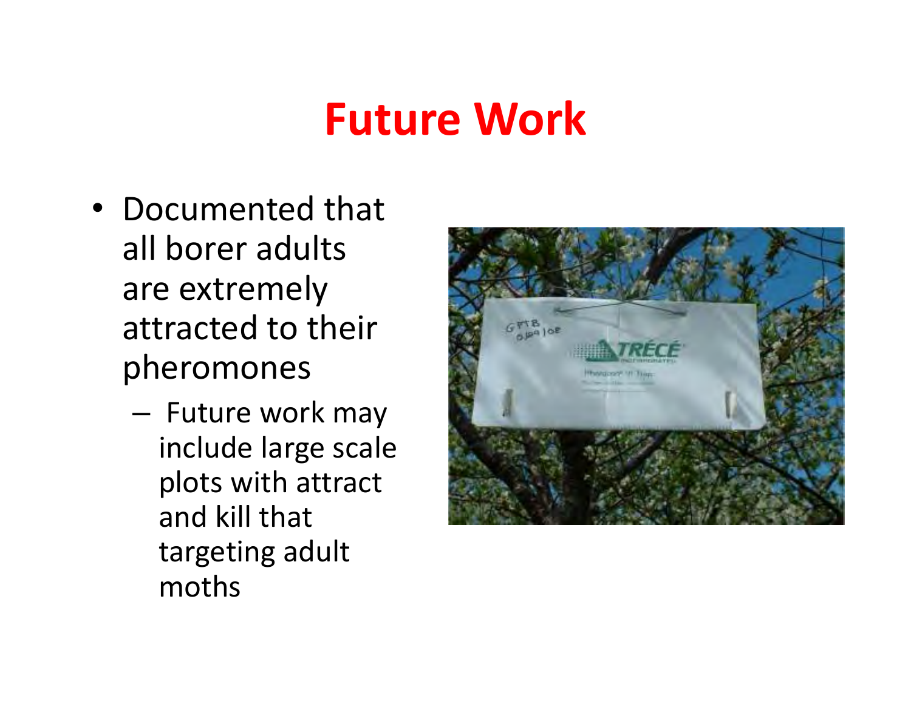# Future Work

- Documented that all borer adults are extremely attracted to their pheromones
  - Future work may include large scale plots with attract and kill that targeting adult moths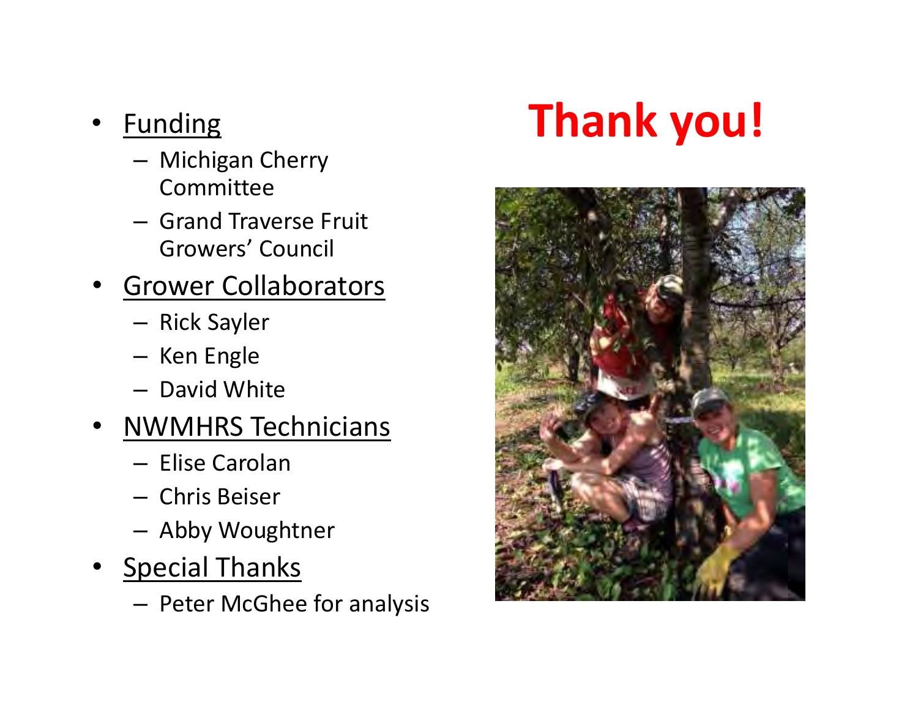# Thank you!

- Funding
  - Michigan Cherry Committee
  - Grand Traverse Fruit Growers' Council
- Grower Collaborators
  - Rick Sayler
  - Ken Engle
  - David White
- NWMHRS Technicians
  - Elise Carolan
  - Chris Beiser
  - Abby Woughtner
- Special Thanks
  - Peter McGhee for analysis